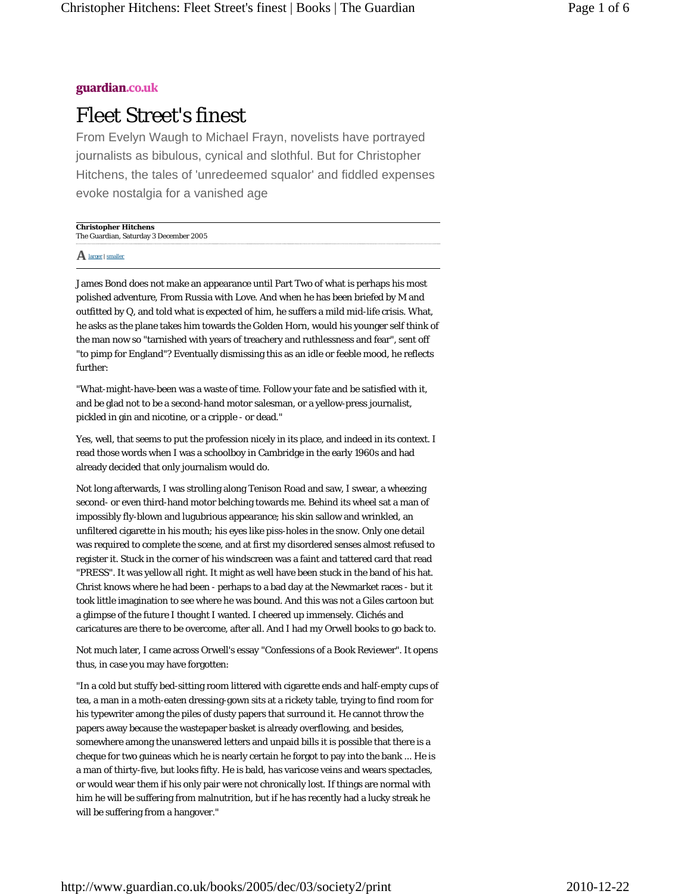guardian.co.uk

# Fleet Street's finest

From Evelyn Waugh to Michael Frayn, novelists have portrayed journalists as bibulous, cynical and slothful. But for Christopher Hitchens, the tales of 'unredeemed squalor' and fiddled expenses evoke nostalgia for a vanished age

**Christopher Hitchens**
The Guardian, Saturday 3 December 2005

A larger | smaller

James Bond does not make an appearance until Part Two of what is perhaps his most polished adventure, From Russia with Love. And when he has been briefed by M and outfitted by Q, and told what is expected of him, he suffers a mild mid-life crisis. What, he asks as the plane takes him towards the Golden Horn, would his younger self think of the man now so "tarnished with years of treachery and ruthlessness and fear", sent off "to pimp for England"? Eventually dismissing this as an idle or feeble mood, he reflects further:

"What-might-have-been was a waste of time. Follow your fate and be satisfied with it, and be glad not to be a second-hand motor salesman, or a yellow-press journalist, pickled in gin and nicotine, or a cripple - or dead."

Yes, well, that seems to put the profession nicely in its place, and indeed in its context. I read those words when I was a schoolboy in Cambridge in the early 1960s and had already decided that only journalism would do.

Not long afterwards, I was strolling along Tenison Road and saw, I swear, a wheezing second- or even third-hand motor belching towards me. Behind its wheel sat a man of impossibly fly-blown and lugubrious appearance; his skin sallow and wrinkled, an unfiltered cigarette in his mouth; his eyes like piss-holes in the snow. Only one detail was required to complete the scene, and at first my disordered senses almost refused to register it. Stuck in the corner of his windscreen was a faint and tattered card that read "PRESS". It was yellow all right. It might as well have been stuck in the band of his hat. Christ knows where he had been - perhaps to a bad day at the Newmarket races - but it took little imagination to see where he was bound. And this was not a Giles cartoon but a glimpse of the future I thought I wanted. I cheered up immensely. Clichés and caricatures are there to be overcome, after all. And I had my Orwell books to go back to.

Not much later, I came across Orwell's essay "Confessions of a Book Reviewer". It opens thus, in case you may have forgotten:

"In a cold but stuffy bed-sitting room littered with cigarette ends and half-empty cups of tea, a man in a moth-eaten dressing-gown sits at a rickety table, trying to find room for his typewriter among the piles of dusty papers that surround it. He cannot throw the papers away because the wastepaper basket is already overflowing, and besides, somewhere among the unanswered letters and unpaid bills it is possible that there is a cheque for two guineas which he is nearly certain he forgot to pay into the bank ... He is a man of thirty-five, but looks fifty. He is bald, has varicose veins and wears spectacles, or would wear them if his only pair were not chronically lost. If things are normal with him he will be suffering from malnutrition, but if he has recently had a lucky streak he will be suffering from a hangover."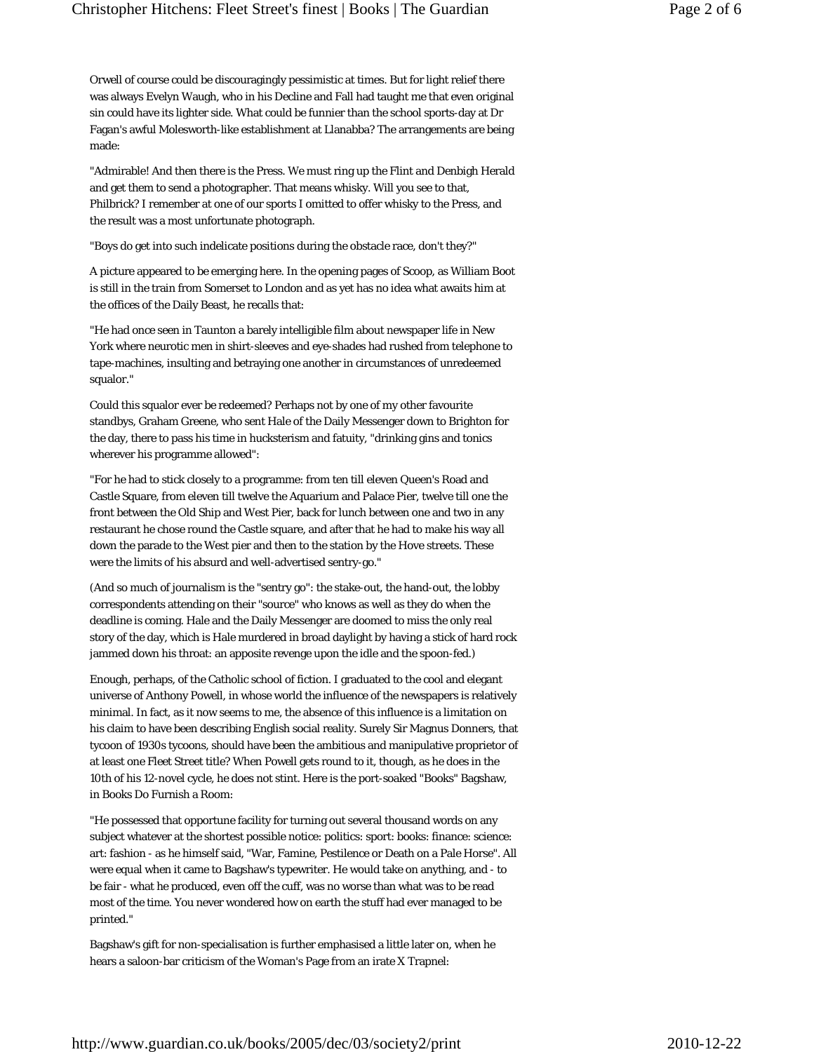Orwell of course could be discouragingly pessimistic at times. But for light relief there was always Evelyn Waugh, who in his Decline and Fall had taught me that even original sin could have its lighter side. What could be funnier than the school sports-day at Dr Fagan's awful Molesworth-like establishment at Llanabba? The arrangements are being made:

"Admirable! And then there is the Press. We must ring up the Flint and Denbigh Herald and get them to send a photographer. That means whisky. Will you see to that, Philbrick? I remember at one of our sports I omitted to offer whisky to the Press, and the result was a most unfortunate photograph.

"Boys do get into such indelicate positions during the obstacle race, don't they?"

A picture appeared to be emerging here. In the opening pages of Scoop, as William Boot is still in the train from Somerset to London and as yet has no idea what awaits him at the offices of the Daily Beast, he recalls that:

"He had once seen in Taunton a barely intelligible film about newspaper life in New York where neurotic men in shirt-sleeves and eye-shades had rushed from telephone to tape-machines, insulting and betraying one another in circumstances of unredeemed squalor."

Could this squalor ever be redeemed? Perhaps not by one of my other favourite standbys, Graham Greene, who sent Hale of the Daily Messenger down to Brighton for the day, there to pass his time in hucksterism and fatuity, "drinking gins and tonics wherever his programme allowed":

"For he had to stick closely to a programme: from ten till eleven Queen's Road and Castle Square, from eleven till twelve the Aquarium and Palace Pier, twelve till one the front between the Old Ship and West Pier, back for lunch between one and two in any restaurant he chose round the Castle square, and after that he had to make his way all down the parade to the West pier and then to the station by the Hove streets. These were the limits of his absurd and well-advertised sentry-go."

(And so much of journalism is the "sentry go": the stake-out, the hand-out, the lobby correspondents attending on their "source" who knows as well as they do when the deadline is coming. Hale and the Daily Messenger are doomed to miss the only real story of the day, which is Hale murdered in broad daylight by having a stick of hard rock jammed down his throat: an apposite revenge upon the idle and the spoon-fed.)

Enough, perhaps, of the Catholic school of fiction. I graduated to the cool and elegant universe of Anthony Powell, in whose world the influence of the newspapers is relatively minimal. In fact, as it now seems to me, the absence of this influence is a limitation on his claim to have been describing English social reality. Surely Sir Magnus Donners, that tycoon of 1930s tycoons, should have been the ambitious and manipulative proprietor of at least one Fleet Street title? When Powell gets round to it, though, as he does in the 10th of his 12-novel cycle, he does not stint. Here is the port-soaked "Books" Bagshaw, in Books Do Furnish a Room:

"He possessed that opportune facility for turning out several thousand words on any subject whatever at the shortest possible notice: politics: sport: books: finance: science: art: fashion - as he himself said, "War, Famine, Pestilence or Death on a Pale Horse". All were equal when it came to Bagshaw's typewriter. He would take on anything, and - to be fair - what he produced, even off the cuff, was no worse than what was to be read most of the time. You never wondered how on earth the stuff had ever managed to be printed."

Bagshaw's gift for non-specialisation is further emphasised a little later on, when he hears a saloon-bar criticism of the Woman's Page from an irate X Trapnel: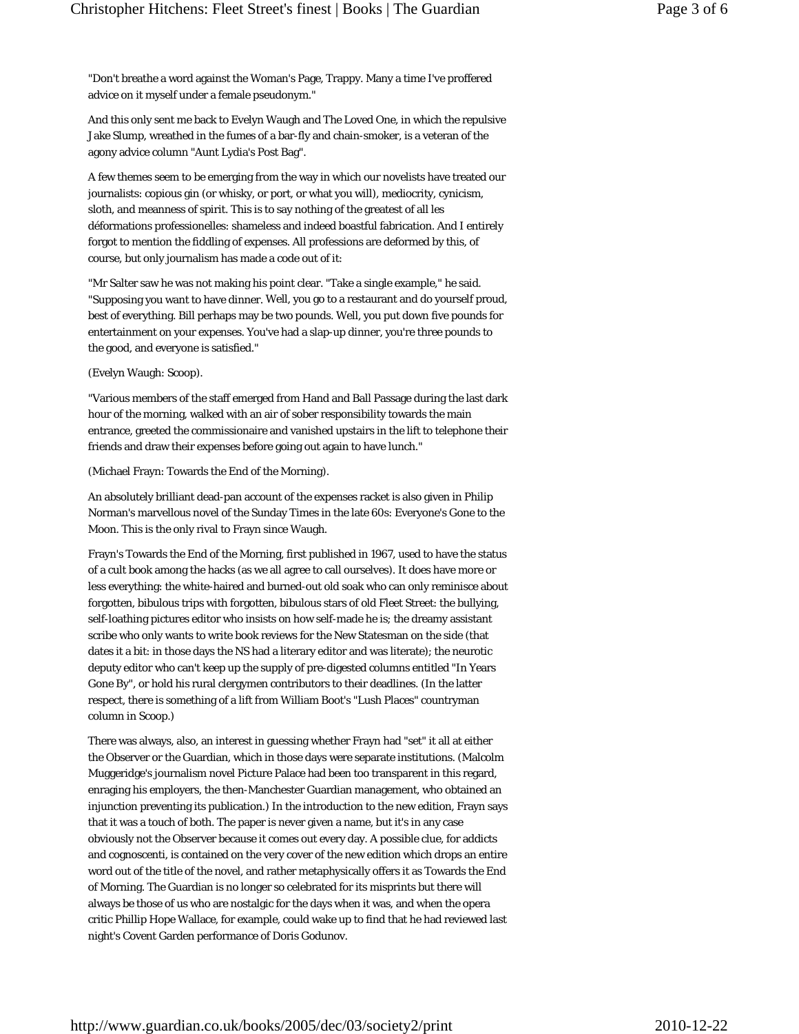"Don't breathe a word against the Woman's Page, Trappy. Many a time I've proffered advice on it myself under a female pseudonym."

And this only sent me back to Evelyn Waugh and The Loved One, in which the repulsive Jake Slump, wreathed in the fumes of a bar-fly and chain-smoker, is a veteran of the agony advice column "Aunt Lydia's Post Bag".

A few themes seem to be emerging from the way in which our novelists have treated our journalists: copious gin (or whisky, or port, or what you will), mediocrity, cynicism, sloth, and meanness of spirit. This is to say nothing of the greatest of all les déformations professionelles: shameless and indeed boastful fabrication. And I entirely forgot to mention the fiddling of expenses. All professions are deformed by this, of course, but only journalism has made a code out of it:

"Mr Salter saw he was not making his point clear. "Take a single example," he said. "Supposing you want to have dinner. Well, you go to a restaurant and do yourself proud, best of everything. Bill perhaps may be two pounds. Well, you put down five pounds for entertainment on your expenses. You've had a slap-up dinner, you're three pounds to the good, and everyone is satisfied."

(Evelyn Waugh: Scoop).

"Various members of the staff emerged from Hand and Ball Passage during the last dark hour of the morning, walked with an air of sober responsibility towards the main entrance, greeted the commissionaire and vanished upstairs in the lift to telephone their friends and draw their expenses before going out again to have lunch."

(Michael Frayn: Towards the End of the Morning).

An absolutely brilliant dead-pan account of the expenses racket is also given in Philip Norman's marvellous novel of the Sunday Times in the late 60s: Everyone's Gone to the Moon. This is the only rival to Frayn since Waugh.

Frayn's Towards the End of the Morning, first published in 1967, used to have the status of a cult book among the hacks (as we all agree to call ourselves). It does have more or less everything: the white-haired and burned-out old soak who can only reminisce about forgotten, bibulous trips with forgotten, bibulous stars of old Fleet Street: the bullying, self-loathing pictures editor who insists on how self-made he is; the dreamy assistant scribe who only wants to write book reviews for the New Statesman on the side (that dates it a bit: in those days the NS had a literary editor and was literate); the neurotic deputy editor who can't keep up the supply of pre-digested columns entitled "In Years Gone By", or hold his rural clergymen contributors to their deadlines. (In the latter respect, there is something of a lift from William Boot's "Lush Places" countryman column in Scoop.)

There was always, also, an interest in guessing whether Frayn had "set" it all at either the Observer or the Guardian, which in those days were separate institutions. (Malcolm Muggeridge's journalism novel Picture Palace had been too transparent in this regard, enraging his employers, the then-Manchester Guardian management, who obtained an injunction preventing its publication.) In the introduction to the new edition, Frayn says that it was a touch of both. The paper is never given a name, but it's in any case obviously not the Observer because it comes out every day. A possible clue, for addicts and cognoscenti, is contained on the very cover of the new edition which drops an entire word out of the title of the novel, and rather metaphysically offers it as Towards the End of Morning. The Guardian is no longer so celebrated for its misprints but there will always be those of us who are nostalgic for the days when it was, and when the opera critic Phillip Hope Wallace, for example, could wake up to find that he had reviewed last night's Covent Garden performance of Doris Godunov.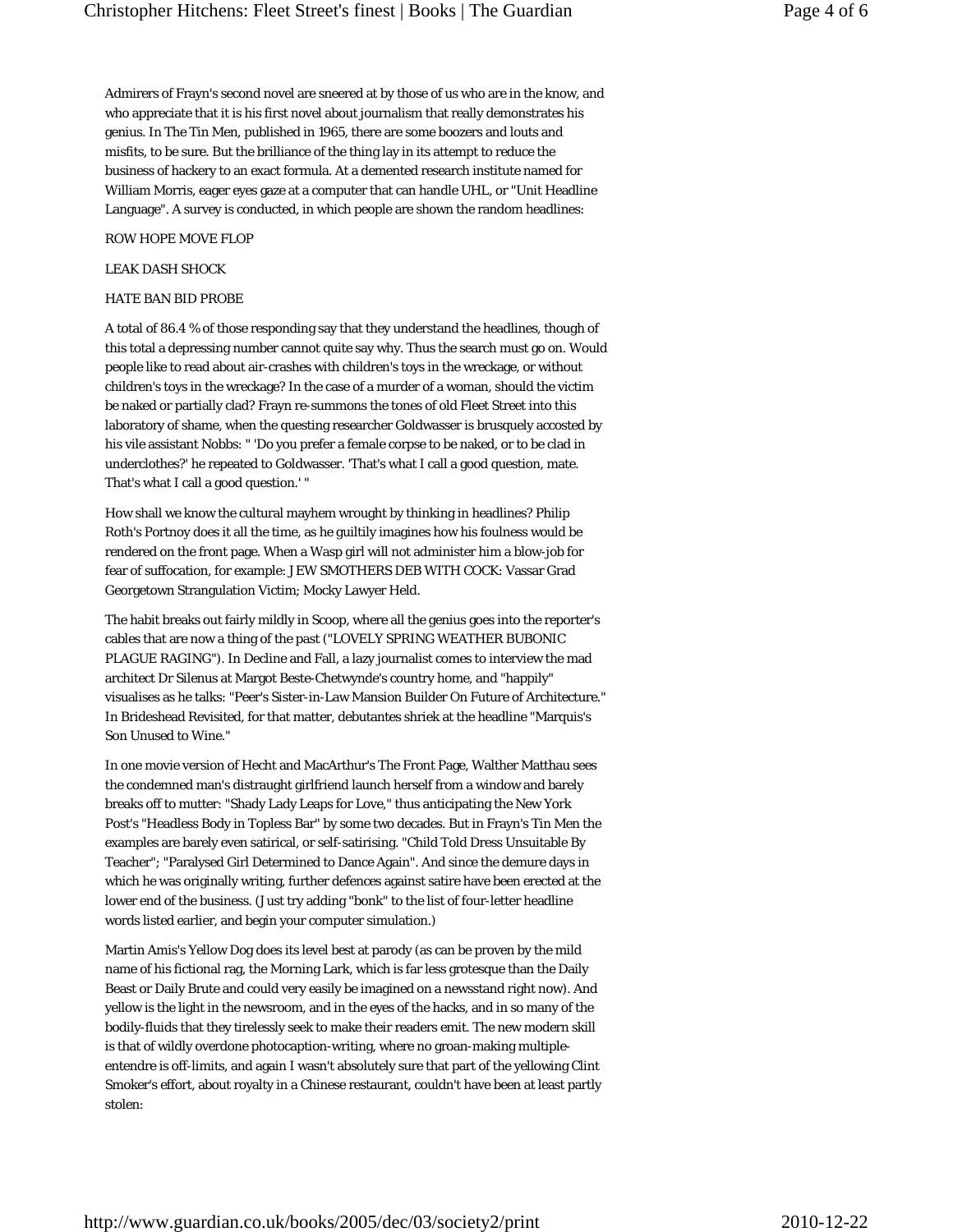Admirers of Frayn's second novel are sneered at by those of us who are in the know, and who appreciate that it is his first novel about journalism that really demonstrates his genius. In The Tin Men, published in 1965, there are some boozers and louts and misfits, to be sure. But the brilliance of the thing lay in its attempt to reduce the business of hackery to an exact formula. At a demented research institute named for William Morris, eager eyes gaze at a computer that can handle UHL, or "Unit Headline Language". A survey is conducted, in which people are shown the random headlines:

ROW HOPE MOVE FLOP

LEAK DASH SHOCK

HATE BAN BID PROBE

A total of 86.4 % of those responding say that they understand the headlines, though of this total a depressing number cannot quite say why. Thus the search must go on. Would people like to read about air-crashes with children's toys in the wreckage, or without children's toys in the wreckage? In the case of a murder of a woman, should the victim be naked or partially clad? Frayn re-summons the tones of old Fleet Street into this laboratory of shame, when the questing researcher Goldwasser is brusquely accosted by his vile assistant Nobbs: " 'Do you prefer a female corpse to be naked, or to be clad in underclothes?' he repeated to Goldwasser. 'That's what I call a good question, mate. That's what I call a good question.' "

How shall we know the cultural mayhem wrought by thinking in headlines? Philip Roth's Portnoy does it all the time, as he guiltily imagines how his foulness would be rendered on the front page. When a Wasp girl will not administer him a blow-job for fear of suffocation, for example: JEW SMOTHERS DEB WITH COCK: Vassar Grad Georgetown Strangulation Victim; Mocky Lawyer Held.

The habit breaks out fairly mildly in Scoop, where all the genius goes into the reporter's cables that are now a thing of the past ("LOVELY SPRING WEATHER BUBONIC PLAGUE RAGING"). In Decline and Fall, a lazy journalist comes to interview the mad architect Dr Silenus at Margot Beste-Chetwynde's country home, and "happily" visualises as he talks: "Peer's Sister-in-Law Mansion Builder On Future of Architecture." In Brideshead Revisited, for that matter, debutantes shriek at the headline "Marquis's Son Unused to Wine."

In one movie version of Hecht and MacArthur's The Front Page, Walther Matthau sees the condemned man's distraught girlfriend launch herself from a window and barely breaks off to mutter: "Shady Lady Leaps for Love," thus anticipating the New York Post's "Headless Body in Topless Bar" by some two decades. But in Frayn's Tin Men the examples are barely even satirical, or self-satirising. "Child Told Dress Unsuitable By Teacher"; "Paralysed Girl Determined to Dance Again". And since the demure days in which he was originally writing, further defences against satire have been erected at the lower end of the business. (Just try adding "bonk" to the list of four-letter headline words listed earlier, and begin your computer simulation.)

Martin Amis's Yellow Dog does its level best at parody (as can be proven by the mild name of his fictional rag, the Morning Lark, which is far less grotesque than the Daily Beast or Daily Brute and could very easily be imagined on a newsstand right now). And yellow is the light in the newsroom, and in the eyes of the hacks, and in so many of the bodily-fluids that they tirelessly seek to make their readers emit. The new modern skill is that of wildly overdone photocaption-writing, where no groan-making multiple-entendre is off-limits, and again I wasn't absolutely sure that part of the yellowing Clint Smoker's effort, about royalty in a Chinese restaurant, couldn't have been at least partly stolen: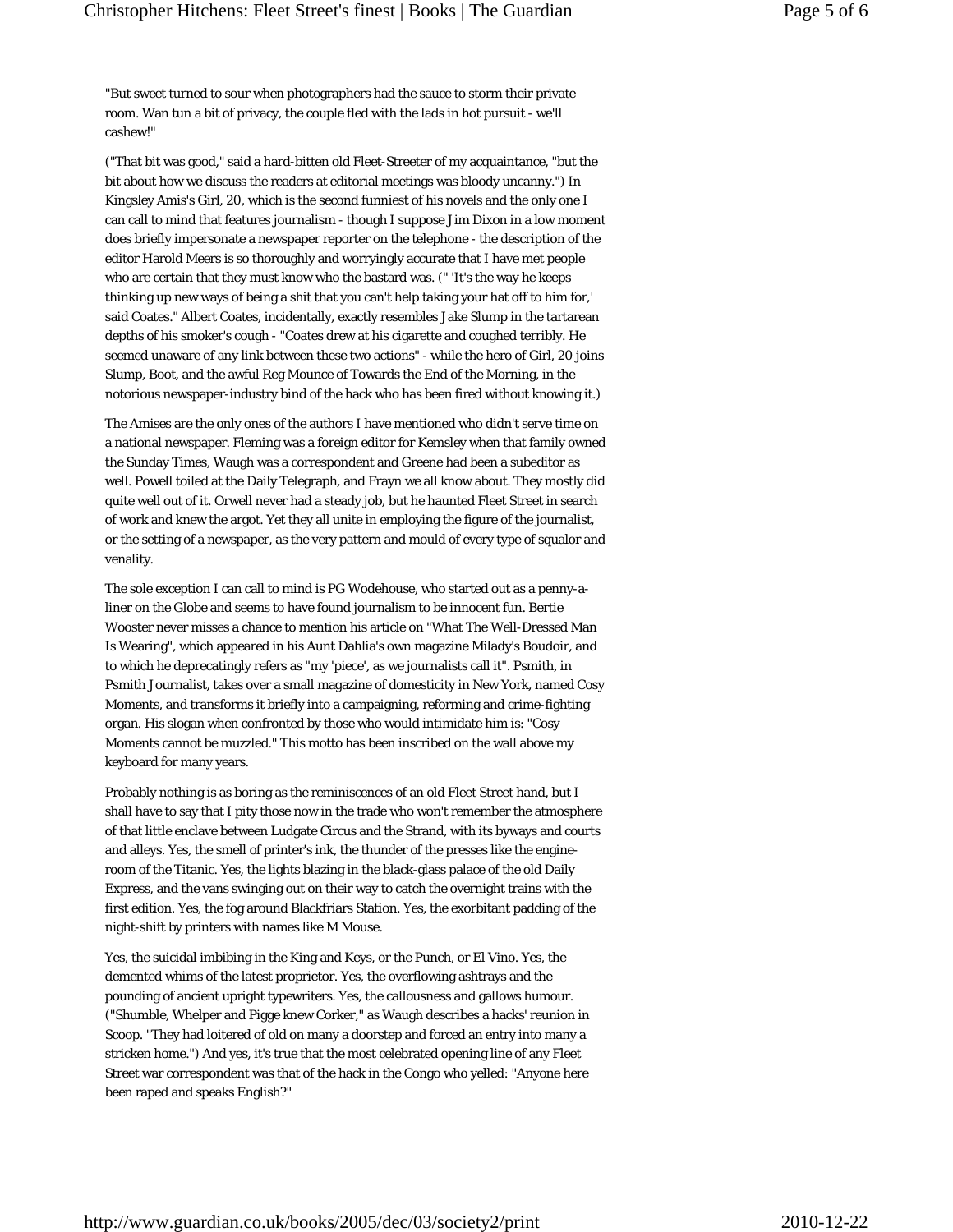"But sweet turned to sour when photographers had the sauce to storm their private room. Wan tun a bit of privacy, the couple fled with the lads in hot pursuit - we'll cashew!"

("That bit was good," said a hard-bitten old Fleet-Streeter of my acquaintance, "but the bit about how we discuss the readers at editorial meetings was bloody uncanny.") In Kingsley Amis's Girl, 20, which is the second funniest of his novels and the only one I can call to mind that features journalism - though I suppose Jim Dixon in a low moment does briefly impersonate a newspaper reporter on the telephone - the description of the editor Harold Meers is so thoroughly and worryingly accurate that I have met people who are certain that they must know who the bastard was. (" 'It's the way he keeps thinking up new ways of being a shit that you can't help taking your hat off to him for,' said Coates." Albert Coates, incidentally, exactly resembles Jake Slump in the tartarean depths of his smoker's cough - "Coates drew at his cigarette and coughed terribly. He seemed unaware of any link between these two actions" - while the hero of Girl, 20 joins Slump, Boot, and the awful Reg Mounce of Towards the End of the Morning, in the notorious newspaper-industry bind of the hack who has been fired without knowing it.)

The Amises are the only ones of the authors I have mentioned who didn't serve time on a national newspaper. Fleming was a foreign editor for Kemsley when that family owned the Sunday Times, Waugh was a correspondent and Greene had been a subeditor as well. Powell toiled at the Daily Telegraph, and Frayn we all know about. They mostly did quite well out of it. Orwell never had a steady job, but he haunted Fleet Street in search of work and knew the argot. Yet they all unite in employing the figure of the journalist, or the setting of a newspaper, as the very pattern and mould of every type of squalor and venality.

The sole exception I can call to mind is PG Wodehouse, who started out as a penny-a-liner on the Globe and seems to have found journalism to be innocent fun. Bertie Wooster never misses a chance to mention his article on "What The Well-Dressed Man Is Wearing", which appeared in his Aunt Dahlia's own magazine Milady's Boudoir, and to which he deprecatingly refers as "my 'piece', as we journalists call it". Psmith, in Psmith Journalist, takes over a small magazine of domesticity in New York, named Cosy Moments, and transforms it briefly into a campaigning, reforming and crime-fighting organ. His slogan when confronted by those who would intimidate him is: "Cosy Moments cannot be muzzled." This motto has been inscribed on the wall above my keyboard for many years.

Probably nothing is as boring as the reminiscences of an old Fleet Street hand, but I shall have to say that I pity those now in the trade who won't remember the atmosphere of that little enclave between Ludgate Circus and the Strand, with its byways and courts and alleys. Yes, the smell of printer's ink, the thunder of the presses like the engine-room of the Titanic. Yes, the lights blazing in the black-glass palace of the old Daily Express, and the vans swinging out on their way to catch the overnight trains with the first edition. Yes, the fog around Blackfriars Station. Yes, the exorbitant padding of the night-shift by printers with names like M Mouse.

Yes, the suicidal imbibing in the King and Keys, or the Punch, or El Vino. Yes, the demented whims of the latest proprietor. Yes, the overflowing ashtrays and the pounding of ancient upright typewriters. Yes, the callousness and gallows humour. ("Shumble, Whelper and Pigge knew Corker," as Waugh describes a hacks' reunion in Scoop. "They had loitered of old on many a doorstep and forced an entry into many a stricken home.") And yes, it's true that the most celebrated opening line of any Fleet Street war correspondent was that of the hack in the Congo who yelled: "Anyone here been raped and speaks English?"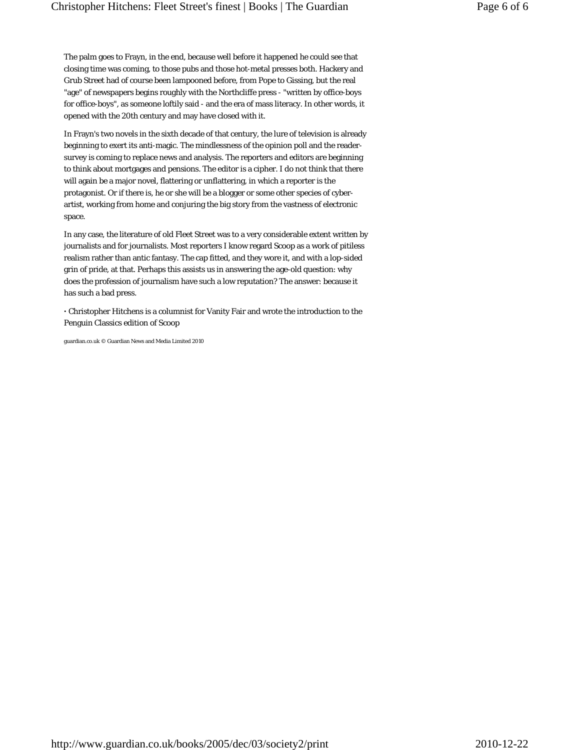The palm goes to Frayn, in the end, because well before it happened he could see that closing time was coming, to those pubs and those hot-metal presses both. Hackery and Grub Street had of course been lampooned before, from Pope to Gissing, but the real "age" of newspapers begins roughly with the Northcliffe press - "written by office-boys for office-boys", as someone loftily said - and the era of mass literacy. In other words, it opened with the 20th century and may have closed with it.

In Frayn's two novels in the sixth decade of that century, the lure of television is already beginning to exert its anti-magic. The mindlessness of the opinion poll and the reader-survey is coming to replace news and analysis. The reporters and editors are beginning to think about mortgages and pensions. The editor is a cipher. I do not think that there will again be a major novel, flattering or unflattering, in which a reporter is the protagonist. Or if there is, he or she will be a blogger or some other species of cyber-artist, working from home and conjuring the big story from the vastness of electronic space.

In any case, the literature of old Fleet Street was to a very considerable extent written by journalists and for journalists. Most reporters I know regard Scoop as a work of pitiless realism rather than antic fantasy. The cap fitted, and they wore it, and with a lop-sided grin of pride, at that. Perhaps this assists us in answering the age-old question: why does the profession of journalism have such a low reputation? The answer: because it has such a bad press.

• Christopher Hitchens is a columnist for Vanity Fair and wrote the introduction to the Penguin Classics edition of Scoop

guardian.co.uk © Guardian News and Media Limited 2010